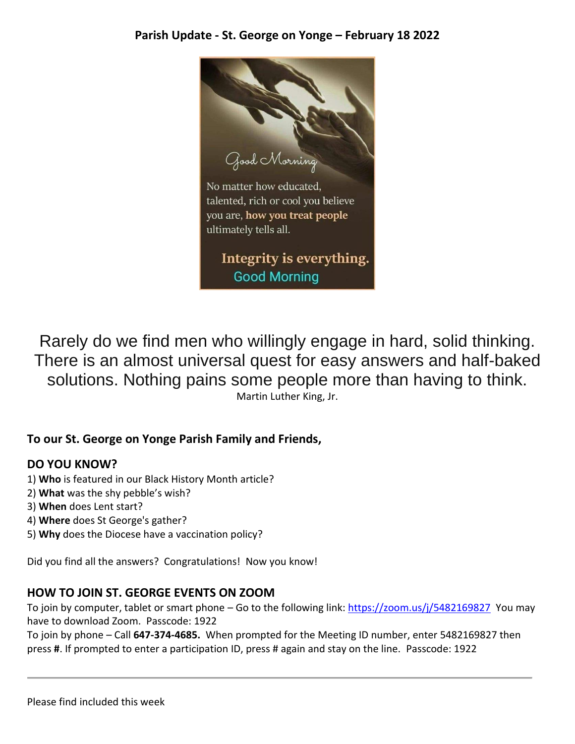**Parish Update - St. George on Yonge – February 18 2022**

Good Morning

No matter how educated, talented, rich or cool you believe you are, **how you treat people** ultimately tells all.

**Integrity is everything.**

Good Morning

Rarely do we find men who willingly engage in hard, solid thinking. There is an almost universal quest for easy answers and half-baked solutions. Nothing pains some people more than having to think.

Martin Luther King, Jr.

**To our St. George on Yonge Parish Family and Friends,**

## DO YOU KNOW?

1) **Who** is featured in our Black History Month article?
2) **What** was the shy pebble's wish?
3) **When** does Lent start?
4) **Where** does St George's gather?
5) **Why** does the Diocese have a vaccination policy?

Did you find all the answers? Congratulations! Now you know!

## HOW TO JOIN ST. GEORGE EVENTS ON ZOOM

To join by computer, tablet or smart phone – Go to the following link: https://zoom.us/j/5482169827 You may have to download Zoom. Passcode: 1922

To join by phone – Call **647-374-4685.** When prompted for the Meeting ID number, enter 5482169827 then press **#**. If prompted to enter a participation ID, press # again and stay on the line. Passcode: 1922

---

Please find included this week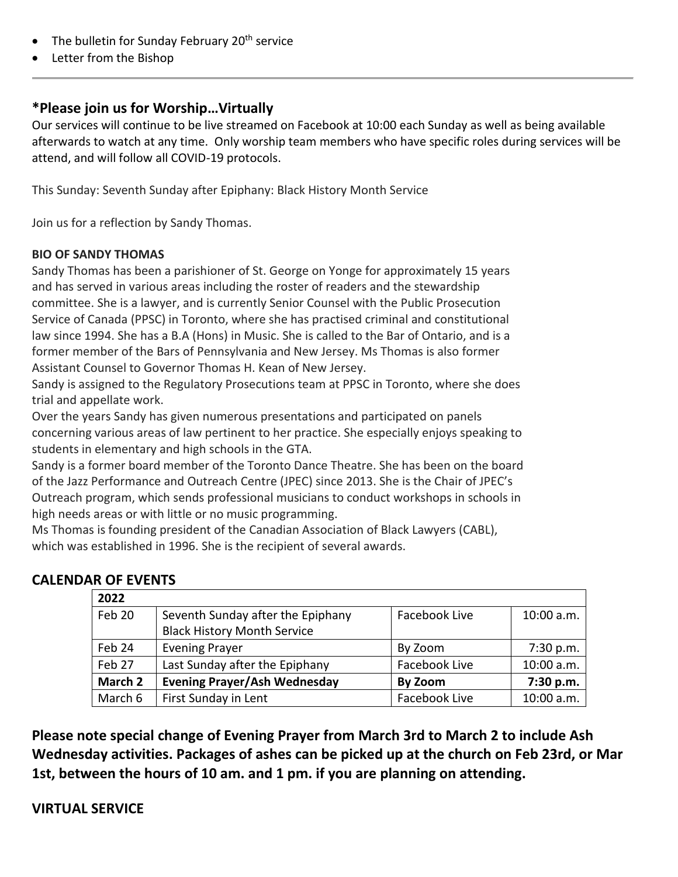- The bulletin for Sunday February 20th service
- Letter from the Bishop

---

## *Please join us for Worship…Virtually

Our services will continue to be live streamed on Facebook at 10:00 each Sunday as well as being available afterwards to watch at any time. Only worship team members who have specific roles during services will be attend, and will follow all COVID-19 protocols.

This Sunday: Seventh Sunday after Epiphany: Black History Month Service

Join us for a reflection by Sandy Thomas.

**BIO OF SANDY THOMAS**

Sandy Thomas has been a parishioner of St. George on Yonge for approximately 15 years and has served in various areas including the roster of readers and the stewardship committee. She is a lawyer, and is currently Senior Counsel with the Public Prosecution Service of Canada (PPSC) in Toronto, where she has practised criminal and constitutional law since 1994. She has a B.A (Hons) in Music. She is called to the Bar of Ontario, and is a former member of the Bars of Pennsylvania and New Jersey. Ms Thomas is also former Assistant Counsel to Governor Thomas H. Kean of New Jersey.

Sandy is assigned to the Regulatory Prosecutions team at PPSC in Toronto, where she does trial and appellate work.

Over the years Sandy has given numerous presentations and participated on panels concerning various areas of law pertinent to her practice. She especially enjoys speaking to students in elementary and high schools in the GTA.

Sandy is a former board member of the Toronto Dance Theatre. She has been on the board of the Jazz Performance and Outreach Centre (JPEC) since 2013. She is the Chair of JPEC's Outreach program, which sends professional musicians to conduct workshops in schools in high needs areas or with little or no music programming.

Ms Thomas is founding president of the Canadian Association of Black Lawyers (CABL), which was established in 1996. She is the recipient of several awards.

## CALENDAR OF EVENTS

| 2022 | | | |
|---|---|---|---|
| Feb 20 | Seventh Sunday after the Epiphany Black History Month Service | Facebook Live | 10:00 a.m. |
| Feb 24 | Evening Prayer | By Zoom | 7:30 p.m. |
| Feb 27 | Last Sunday after the Epiphany | Facebook Live | 10:00 a.m. |
| **March 2** | **Evening Prayer/Ash Wednesday** | **By Zoom** | **7:30 p.m.** |
| March 6 | First Sunday in Lent | Facebook Live | 10:00 a.m. |

**Please note special change of Evening Prayer from March 3rd to March 2 to include Ash Wednesday activities. Packages of ashes can be picked up at the church on Feb 23rd, or Mar 1st, between the hours of 10 am. and 1 pm. if you are planning on attending.**

## VIRTUAL SERVICE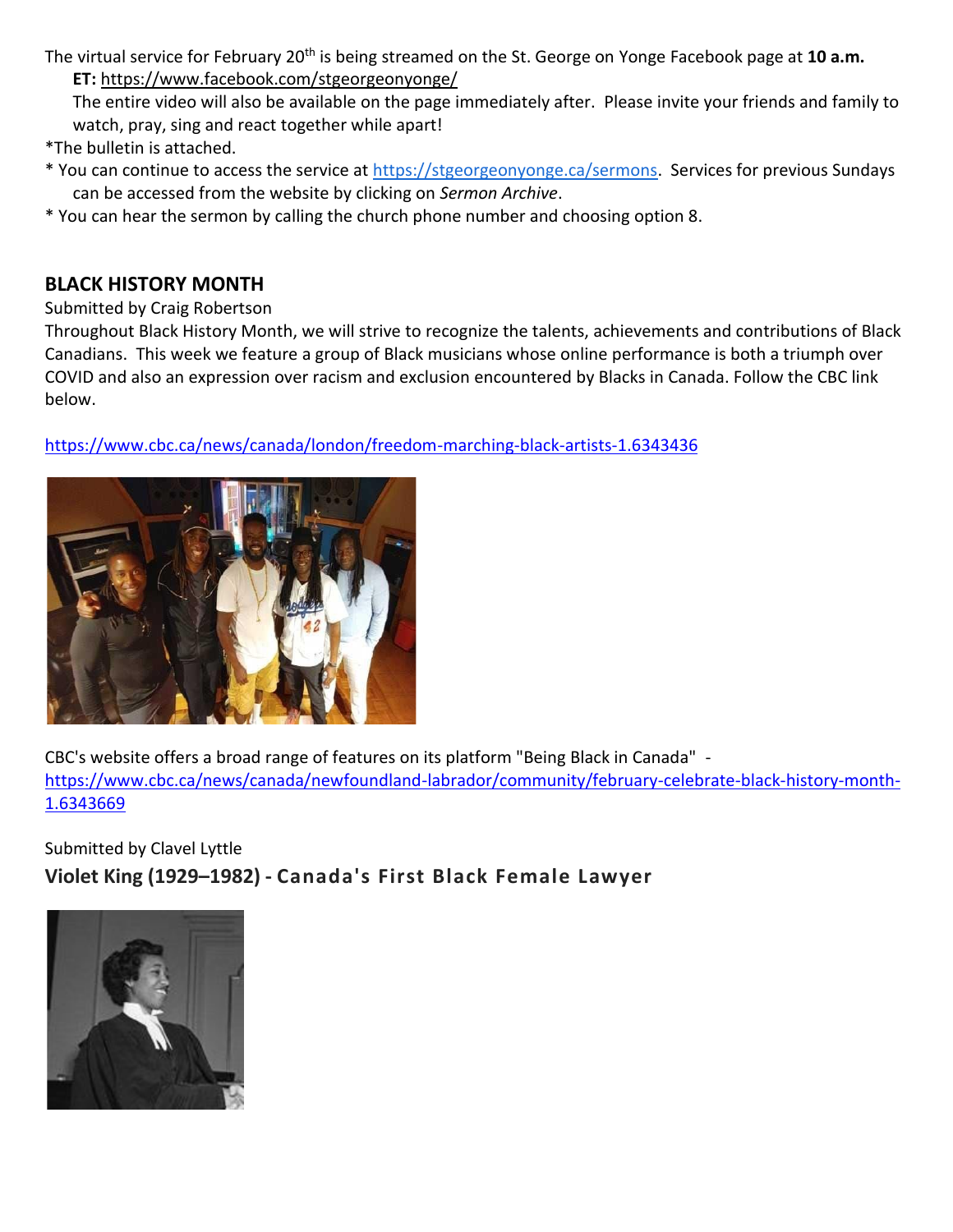The virtual service for February 20th is being streamed on the St. George on Yonge Facebook page at **10 a.m. ET:** https://www.facebook.com/stgeorgeonyonge/

The entire video will also be available on the page immediately after. Please invite your friends and family to watch, pray, sing and react together while apart!

*The bulletin is attached.

* You can continue to access the service at https://stgeorgeonyonge.ca/sermons. Services for previous Sundays can be accessed from the website by clicking on *Sermon Archive*.
* You can hear the sermon by calling the church phone number and choosing option 8.

## BLACK HISTORY MONTH

Submitted by Craig Robertson

Throughout Black History Month, we will strive to recognize the talents, achievements and contributions of Black Canadians. This week we feature a group of Black musicians whose online performance is both a triumph over COVID and also an expression over racism and exclusion encountered by Blacks in Canada. Follow the CBC link below.

https://www.cbc.ca/news/canada/london/freedom-marching-black-artists-1.6343436

CBC's website offers a broad range of features on its platform "Being Black in Canada" - https://www.cbc.ca/news/canada/newfoundland-labrador/community/february-celebrate-black-history-month-1.6343669

Submitted by Clavel Lyttle

### Violet King (1929–1982) - Canada's First Black Female Lawyer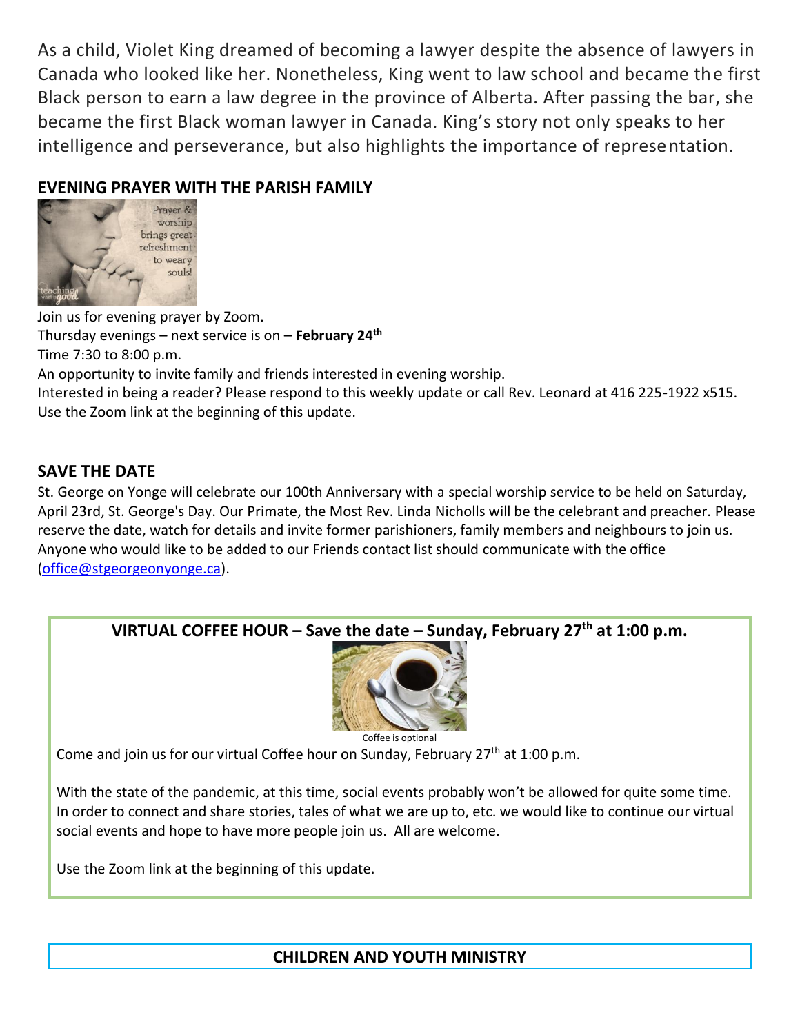As a child, Violet King dreamed of becoming a lawyer despite the absence of lawyers in Canada who looked like her. Nonetheless, King went to law school and became the first Black person to earn a law degree in the province of Alberta. After passing the bar, she became the first Black woman lawyer in Canada. King's story not only speaks to her intelligence and perseverance, but also highlights the importance of representation.

## EVENING PRAYER WITH THE PARISH FAMILY

Join us for evening prayer by Zoom.
Thursday evenings – next service is on – **February 24th**
Time 7:30 to 8:00 p.m.
An opportunity to invite family and friends interested in evening worship.
Interested in being a reader? Please respond to this weekly update or call Rev. Leonard at 416 225-1922 x515.
Use the Zoom link at the beginning of this update.

## SAVE THE DATE

St. George on Yonge will celebrate our 100th Anniversary with a special worship service to be held on Saturday, April 23rd, St. George's Day. Our Primate, the Most Rev. Linda Nicholls will be the celebrant and preacher. Please reserve the date, watch for details and invite former parishioners, family members and neighbours to join us. Anyone who would like to be added to our Friends contact list should communicate with the office (office@stgeorgeonyonge.ca).

## VIRTUAL COFFEE HOUR – Save the date – Sunday, February 27th at 1:00 p.m.

Coffee is optional

Come and join us for our virtual Coffee hour on Sunday, February 27th at 1:00 p.m.

With the state of the pandemic, at this time, social events probably won't be allowed for quite some time. In order to connect and share stories, tales of what we are up to, etc. we would like to continue our virtual social events and hope to have more people join us. All are welcome.

Use the Zoom link at the beginning of this update.

## CHILDREN AND YOUTH MINISTRY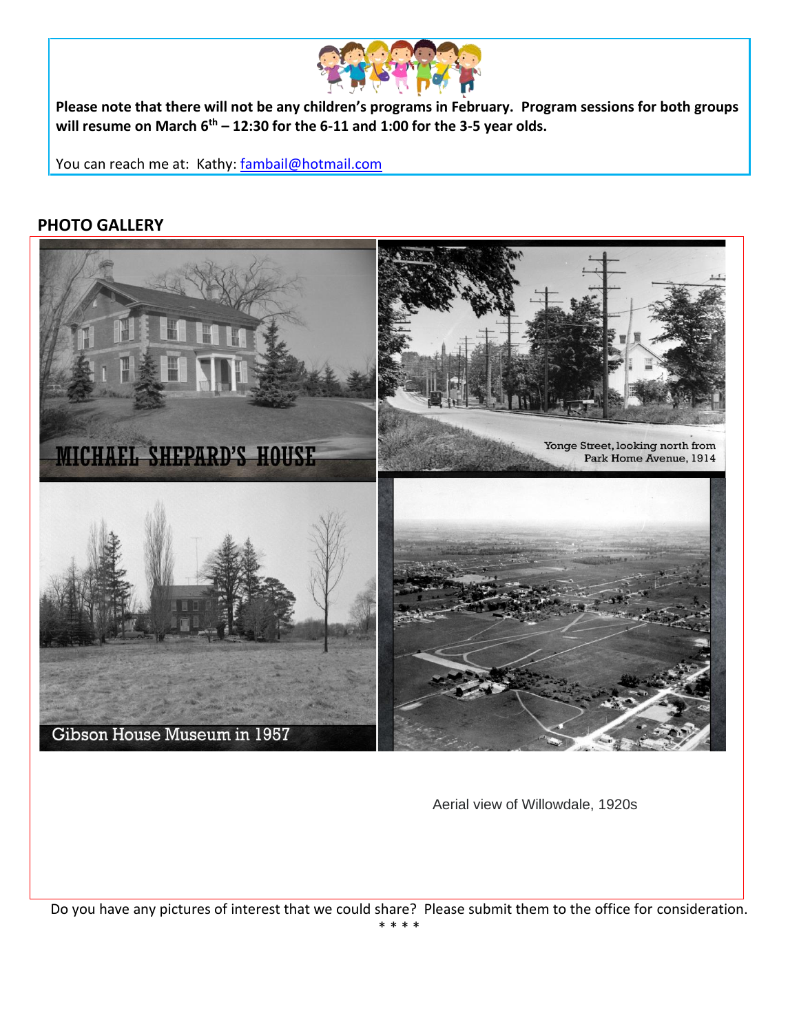**Please note that there will not be any children's programs in February. Program sessions for both groups will resume on March 6th – 12:30 for the 6-11 and 1:00 for the 3-5 year olds.**

You can reach me at: Kathy: fambail@hotmail.com

## PHOTO GALLERY

MICHAEL SHEPARD'S HOUSE

Yonge Street, looking north from Park Home Avenue, 1914

Gibson House Museum in 1957

Aerial view of Willowdale, 1920s

Do you have any pictures of interest that we could share? Please submit them to the office for consideration.

\* \* \* \*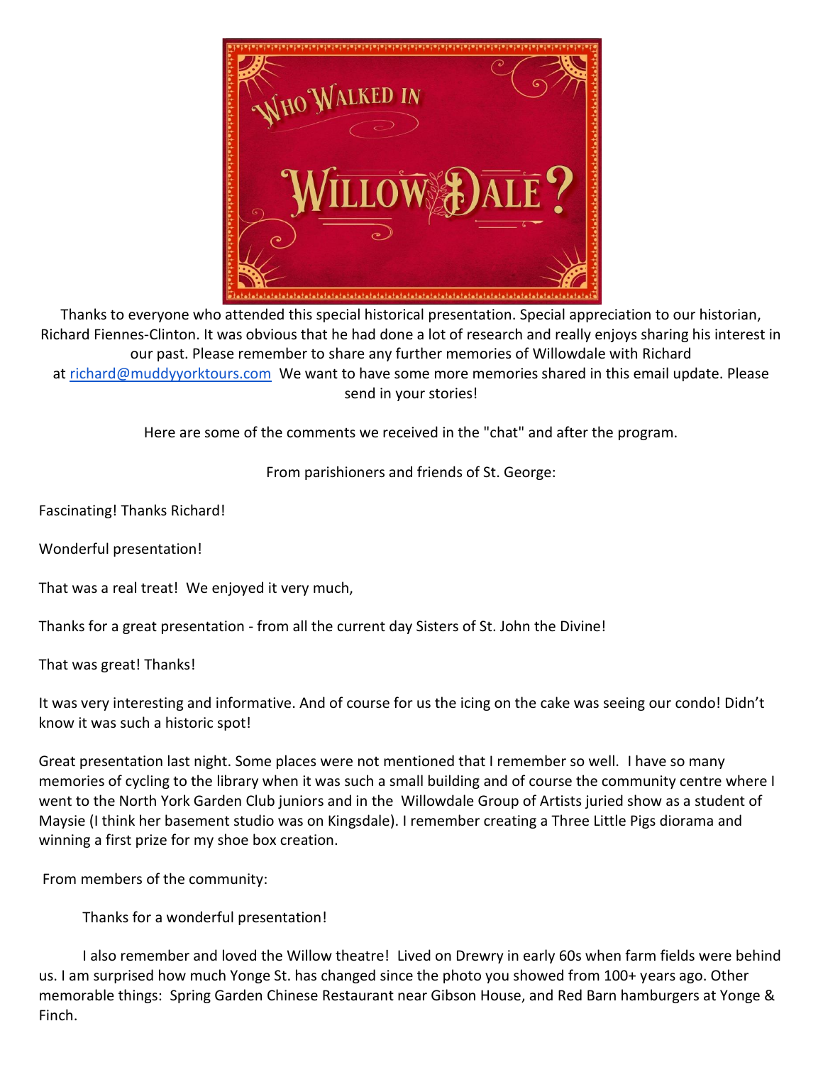# Who Walked in Willowdale?

Thanks to everyone who attended this special historical presentation. Special appreciation to our historian, Richard Fiennes-Clinton. It was obvious that he had done a lot of research and really enjoys sharing his interest in our past. Please remember to share any further memories of Willowdale with Richard at richard@muddyyorktours.com We want to have some more memories shared in this email update. Please send in your stories!

Here are some of the comments we received in the "chat" and after the program.

From parishioners and friends of St. George:

Fascinating! Thanks Richard!

Wonderful presentation!

That was a real treat! We enjoyed it very much,

Thanks for a great presentation - from all the current day Sisters of St. John the Divine!

That was great! Thanks!

It was very interesting and informative. And of course for us the icing on the cake was seeing our condo! Didn't know it was such a historic spot!

Great presentation last night. Some places were not mentioned that I remember so well. I have so many memories of cycling to the library when it was such a small building and of course the community centre where I went to the North York Garden Club juniors and in the Willowdale Group of Artists juried show as a student of Maysie (I think her basement studio was on Kingsdale). I remember creating a Three Little Pigs diorama and winning a first prize for my shoe box creation.

From members of the community:

Thanks for a wonderful presentation!

I also remember and loved the Willow theatre! Lived on Drewry in early 60s when farm fields were behind us. I am surprised how much Yonge St. has changed since the photo you showed from 100+ years ago. Other memorable things: Spring Garden Chinese Restaurant near Gibson House, and Red Barn hamburgers at Yonge & Finch.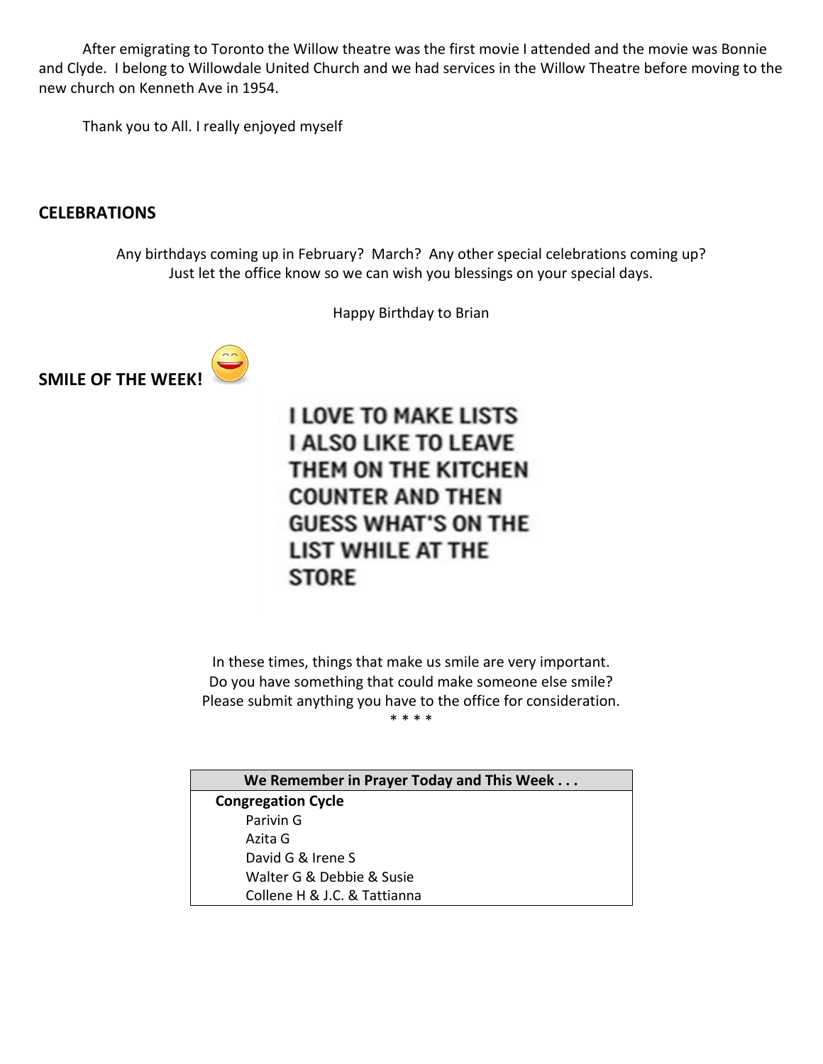After emigrating to Toronto the Willow theatre was the first movie I attended and the movie was Bonnie and Clyde. I belong to Willowdale United Church and we had services in the Willow Theatre before moving to the new church on Kenneth Ave in 1954.

Thank you to All. I really enjoyed myself

## CELEBRATIONS

Any birthdays coming up in February? March? Any other special celebrations coming up?
Just let the office know so we can wish you blessings on your special days.

Happy Birthday to Brian

## SMILE OF THE WEEK!

I LOVE TO MAKE LISTS
I ALSO LIKE TO LEAVE
THEM ON THE KITCHEN
COUNTER AND THEN
GUESS WHAT'S ON THE
LIST WHILE AT THE
STORE

In these times, things that make us smile are very important.
Do you have something that could make someone else smile?
Please submit anything you have to the office for consideration.

\* \* \* \*

| We Remember in Prayer Today and This Week . . . |
| --- |
| **Congregation Cycle** |
| Parivin G |
| Azita G |
| David G & Irene S |
| Walter G & Debbie & Susie |
| Collene H & J.C. & Tattianna |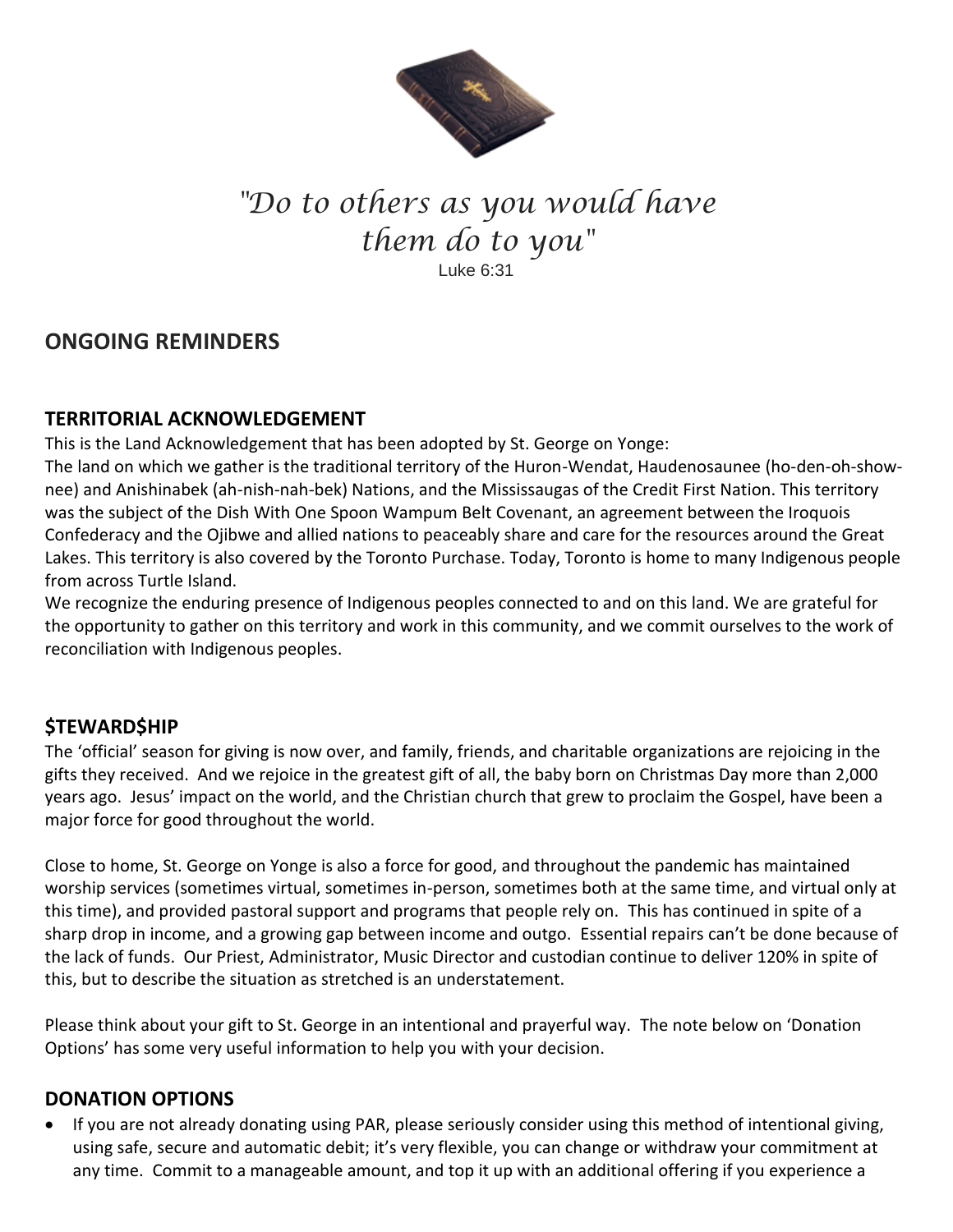*"Do to others as you would have them do to you"*

Luke 6:31

## ONGOING REMINDERS

### TERRITORIAL ACKNOWLEDGEMENT

This is the Land Acknowledgement that has been adopted by St. George on Yonge:

The land on which we gather is the traditional territory of the Huron-Wendat, Haudenosaunee (ho-den-oh-show-nee) and Anishinabek (ah-nish-nah-bek) Nations, and the Mississaugas of the Credit First Nation. This territory was the subject of the Dish With One Spoon Wampum Belt Covenant, an agreement between the Iroquois Confederacy and the Ojibwe and allied nations to peaceably share and care for the resources around the Great Lakes. This territory is also covered by the Toronto Purchase. Today, Toronto is home to many Indigenous people from across Turtle Island.

We recognize the enduring presence of Indigenous peoples connected to and on this land. We are grateful for the opportunity to gather on this territory and work in this community, and we commit ourselves to the work of reconciliation with Indigenous peoples.

### $TEWARD$HIP

The 'official' season for giving is now over, and family, friends, and charitable organizations are rejoicing in the gifts they received. And we rejoice in the greatest gift of all, the baby born on Christmas Day more than 2,000 years ago. Jesus' impact on the world, and the Christian church that grew to proclaim the Gospel, have been a major force for good throughout the world.

Close to home, St. George on Yonge is also a force for good, and throughout the pandemic has maintained worship services (sometimes virtual, sometimes in-person, sometimes both at the same time, and virtual only at this time), and provided pastoral support and programs that people rely on. This has continued in spite of a sharp drop in income, and a growing gap between income and outgo. Essential repairs can't be done because of the lack of funds. Our Priest, Administrator, Music Director and custodian continue to deliver 120% in spite of this, but to describe the situation as stretched is an understatement.

Please think about your gift to St. George in an intentional and prayerful way. The note below on 'Donation Options' has some very useful information to help you with your decision.

### DONATION OPTIONS

- If you are not already donating using PAR, please seriously consider using this method of intentional giving, using safe, secure and automatic debit; it's very flexible, you can change or withdraw your commitment at any time. Commit to a manageable amount, and top it up with an additional offering if you experience a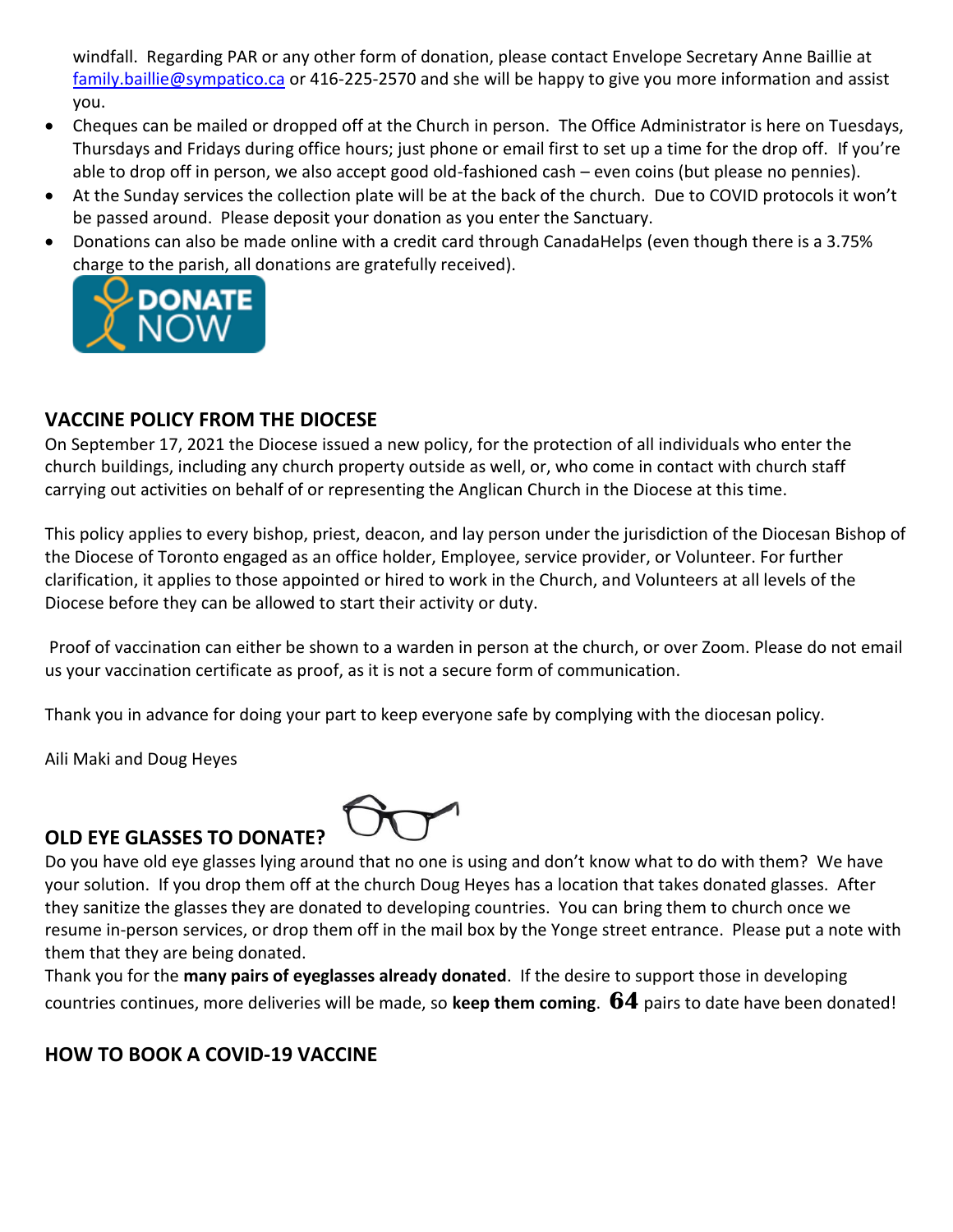windfall. Regarding PAR or any other form of donation, please contact Envelope Secretary Anne Baillie at family.baillie@sympatico.ca or 416-225-2570 and she will be happy to give you more information and assist you.

- Cheques can be mailed or dropped off at the Church in person. The Office Administrator is here on Tuesdays, Thursdays and Fridays during office hours; just phone or email first to set up a time for the drop off. If you're able to drop off in person, we also accept good old-fashioned cash – even coins (but please no pennies).
- At the Sunday services the collection plate will be at the back of the church. Due to COVID protocols it won't be passed around. Please deposit your donation as you enter the Sanctuary.
- Donations can also be made online with a credit card through CanadaHelps (even though there is a 3.75% charge to the parish, all donations are gratefully received).

DONATE NOW

## VACCINE POLICY FROM THE DIOCESE

On September 17, 2021 the Diocese issued a new policy, for the protection of all individuals who enter the church buildings, including any church property outside as well, or, who come in contact with church staff carrying out activities on behalf of or representing the Anglican Church in the Diocese at this time.

This policy applies to every bishop, priest, deacon, and lay person under the jurisdiction of the Diocesan Bishop of the Diocese of Toronto engaged as an office holder, Employee, service provider, or Volunteer. For further clarification, it applies to those appointed or hired to work in the Church, and Volunteers at all levels of the Diocese before they can be allowed to start their activity or duty.

Proof of vaccination can either be shown to a warden in person at the church, or over Zoom. Please do not email us your vaccination certificate as proof, as it is not a secure form of communication.

Thank you in advance for doing your part to keep everyone safe by complying with the diocesan policy.

Aili Maki and Doug Heyes

## OLD EYE GLASSES TO DONATE?

Do you have old eye glasses lying around that no one is using and don't know what to do with them? We have your solution. If you drop them off at the church Doug Heyes has a location that takes donated glasses. After they sanitize the glasses they are donated to developing countries. You can bring them to church once we resume in-person services, or drop them off in the mail box by the Yonge street entrance. Please put a note with them that they are being donated.

Thank you for the **many pairs of eyeglasses already donated**. If the desire to support those in developing countries continues, more deliveries will be made, so **keep them coming**. **64** pairs to date have been donated!

## HOW TO BOOK A COVID-19 VACCINE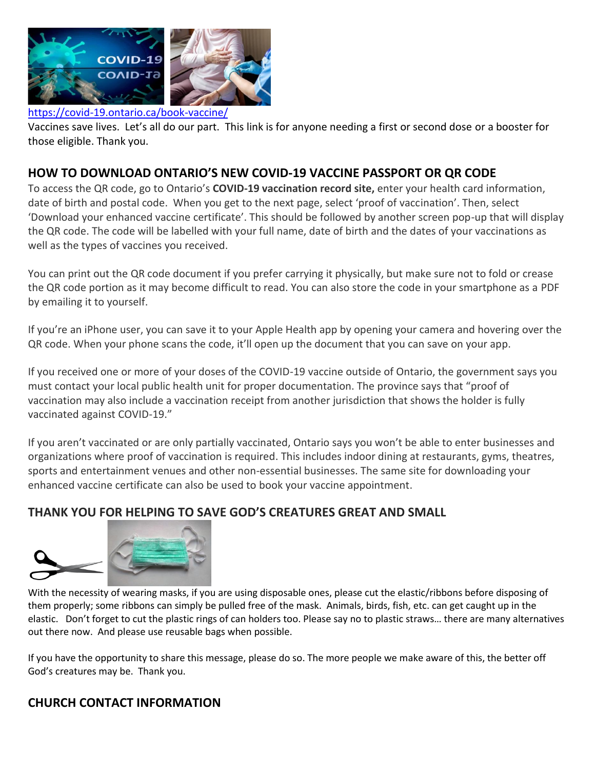https://covid-19.ontario.ca/book-vaccine/

Vaccines save lives. Let's all do our part. This link is for anyone needing a first or second dose or a booster for those eligible. Thank you.

## HOW TO DOWNLOAD ONTARIO'S NEW COVID-19 VACCINE PASSPORT OR QR CODE

To access the QR code, go to Ontario's **COVID-19 vaccination record site,** enter your health card information, date of birth and postal code. When you get to the next page, select 'proof of vaccination'. Then, select 'Download your enhanced vaccine certificate'. This should be followed by another screen pop-up that will display the QR code. The code will be labelled with your full name, date of birth and the dates of your vaccinations as well as the types of vaccines you received.

You can print out the QR code document if you prefer carrying it physically, but make sure not to fold or crease the QR code portion as it may become difficult to read. You can also store the code in your smartphone as a PDF by emailing it to yourself.

If you're an iPhone user, you can save it to your Apple Health app by opening your camera and hovering over the QR code. When your phone scans the code, it'll open up the document that you can save on your app.

If you received one or more of your doses of the COVID-19 vaccine outside of Ontario, the government says you must contact your local public health unit for proper documentation. The province says that "proof of vaccination may also include a vaccination receipt from another jurisdiction that shows the holder is fully vaccinated against COVID-19."

If you aren't vaccinated or are only partially vaccinated, Ontario says you won't be able to enter businesses and organizations where proof of vaccination is required. This includes indoor dining at restaurants, gyms, theatres, sports and entertainment venues and other non-essential businesses. The same site for downloading your enhanced vaccine certificate can also be used to book your vaccine appointment.

## THANK YOU FOR HELPING TO SAVE GOD'S CREATURES GREAT AND SMALL

With the necessity of wearing masks, if you are using disposable ones, please cut the elastic/ribbons before disposing of them properly; some ribbons can simply be pulled free of the mask. Animals, birds, fish, etc. can get caught up in the elastic. Don't forget to cut the plastic rings of can holders too. Please say no to plastic straws… there are many alternatives out there now. And please use reusable bags when possible.

If you have the opportunity to share this message, please do so. The more people we make aware of this, the better off God's creatures may be. Thank you.

## CHURCH CONTACT INFORMATION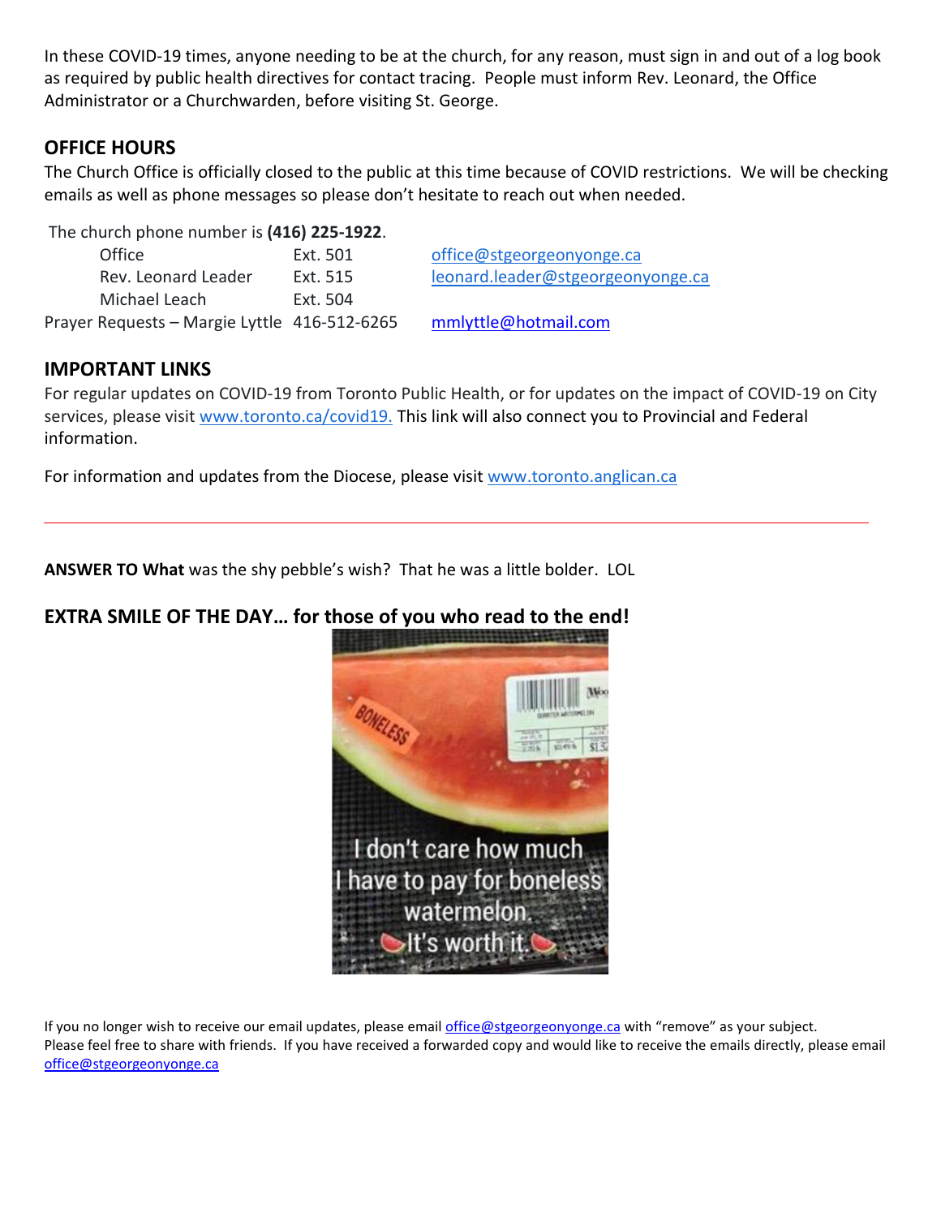In these COVID-19 times, anyone needing to be at the church, for any reason, must sign in and out of a log book as required by public health directives for contact tracing. People must inform Rev. Leonard, the Office Administrator or a Churchwarden, before visiting St. George.

## OFFICE HOURS

The Church Office is officially closed to the public at this time because of COVID restrictions. We will be checking emails as well as phone messages so please don't hesitate to reach out when needed.

The church phone number is **(416) 225-1922**.

| | | |
|---|---|---|
| Office | Ext. 501 | office@stgeorgeonyonge.ca |
| Rev. Leonard Leader | Ext. 515 | leonard.leader@stgeorgeonyonge.ca |
| Michael Leach | Ext. 504 | |
| Prayer Requests – Margie Lyttle | 416-512-6265 | mmlyttle@hotmail.com |

## IMPORTANT LINKS

For regular updates on COVID-19 from Toronto Public Health, or for updates on the impact of COVID-19 on City services, please visit www.toronto.ca/covid19. This link will also connect you to Provincial and Federal information.

For information and updates from the Diocese, please visit www.toronto.anglican.ca

---

**ANSWER TO What** was the shy pebble's wish? That he was a little bolder. LOL

## EXTRA SMILE OF THE DAY… for those of you who read to the end!

I don't care how much I have to pay for boneless watermelon. It's worth it.

If you no longer wish to receive our email updates, please email office@stgeorgeonyonge.ca with "remove" as your subject. Please feel free to share with friends. If you have received a forwarded copy and would like to receive the emails directly, please email office@stgeorgeonyonge.ca